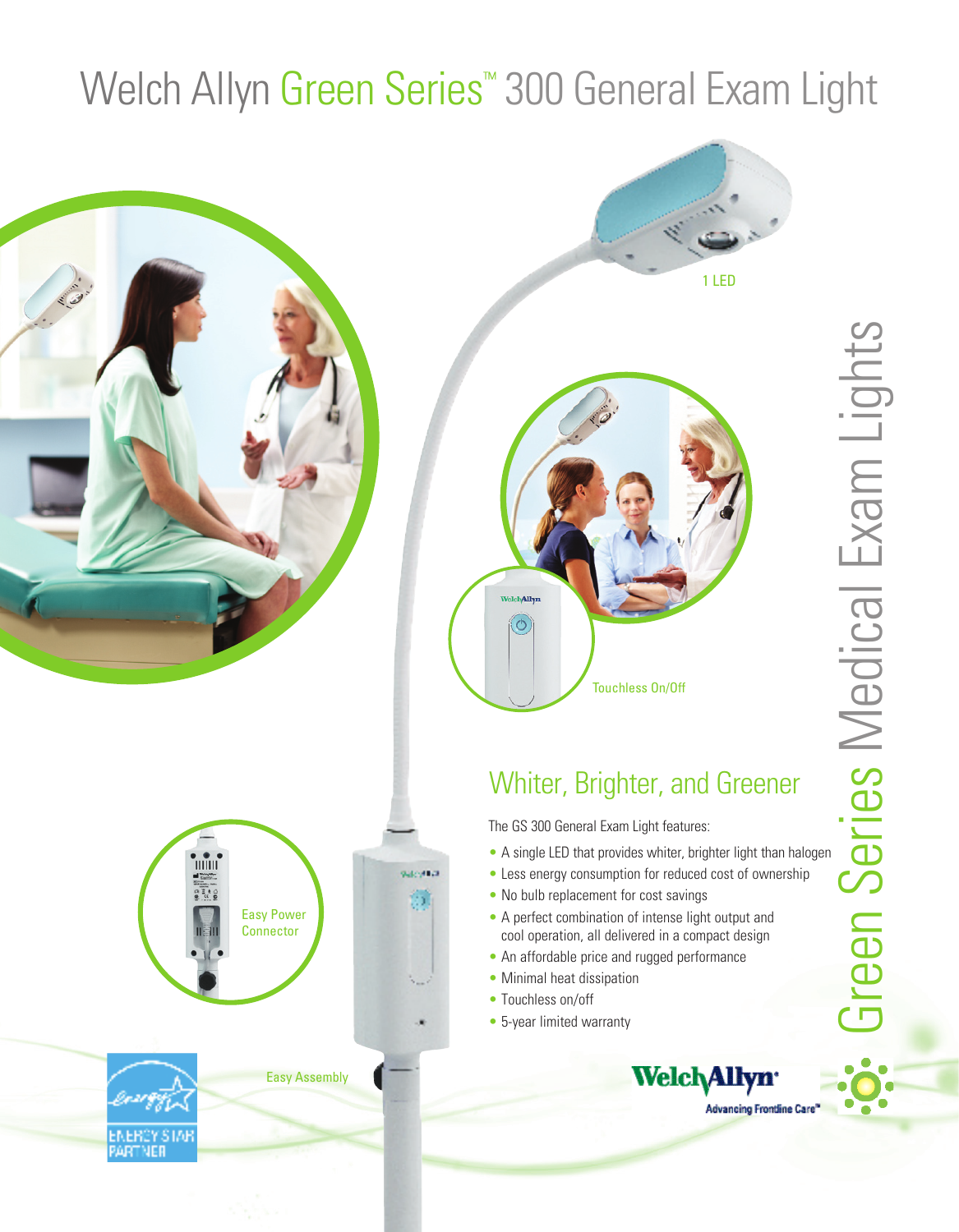# Welch Allyn Green Series™ 300 General Exam Light

1 LED

Touchless On/Off

Easy Power Connector

Easy Assembly

## Whiter, Brighter, and Greener

The GS 300 General Exam Light features:

- A single LED that provides whiter, brighter light than halogen
- Less energy consumption for reduced cost of ownership
- No bulb replacement for cost savings
- A perfect combination of intense light output and cool operation, all delivered in a compact design
- An affordable price and rugged performance
- Minimal heat dissipation
- Touchless on/off
- 5-year limited warranty

Green Series Medical Exam Lights

ENERGY STAR PARTNER

Welch Allyn® Advancing Frontline Care™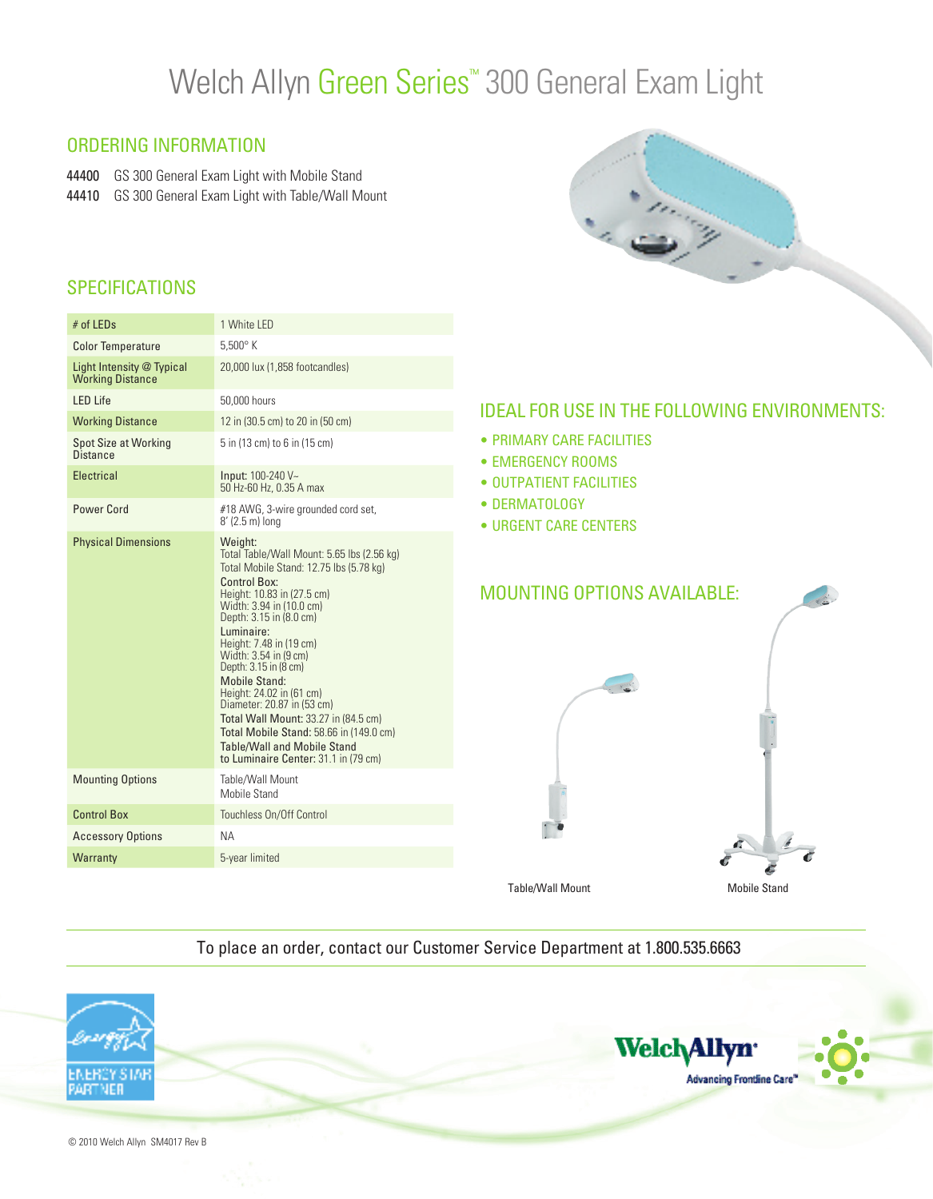# Welch Allyn Green Series™ 300 General Exam Light

## ORDERING INFORMATION

44400 GS 300 General Exam Light with Mobile Stand
44410 GS 300 General Exam Light with Table/Wall Mount

## SPECIFICATIONS

| | |
|---|---|
| # of LEDs | 1 White LED |
| Color Temperature | 5,500° K |
| Light Intensity @ Typical Working Distance | 20,000 lux (1,858 footcandles) |
| LED Life | 50,000 hours |
| Working Distance | 12 in (30.5 cm) to 20 in (50 cm) |
| Spot Size at Working Distance | 5 in (13 cm) to 6 in (15 cm) |
| Electrical | Input: 100-240 V~<br>50 Hz-60 Hz, 0.35 A max |
| Power Cord | #18 AWG, 3-wire grounded cord set, 8' (2.5 m) long |
| Physical Dimensions | Weight:<br>Total Table/Wall Mount: 5.65 lbs (2.56 kg)<br>Total Mobile Stand: 12.75 lbs (5.78 kg)<br>Control Box:<br>Height: 10.83 in (27.5 cm)<br>Width: 3.94 in (10.0 cm)<br>Depth: 3.15 in (8.0 cm)<br>Luminaire:<br>Height: 7.48 in (19 cm)<br>Width: 3.54 in (9 cm)<br>Depth: 3.15 in (8 cm)<br>Mobile Stand:<br>Height: 24.02 in (61 cm)<br>Diameter: 20.87 in (53 cm)<br>Total Wall Mount: 33.27 in (84.5 cm)<br>Total Mobile Stand: 58.66 in (149.0 cm)<br>Table/Wall and Mobile Stand to Luminaire Center: 31.1 in (79 cm) |
| Mounting Options | Table/Wall Mount<br>Mobile Stand |
| Control Box | Touchless On/Off Control |
| Accessory Options | NA |
| Warranty | 5-year limited |

## IDEAL FOR USE IN THE FOLLOWING ENVIRONMENTS:

- PRIMARY CARE FACILITIES
- EMERGENCY ROOMS
- OUTPATIENT FACILITIES
- DERMATOLOGY
- URGENT CARE CENTERS

## MOUNTING OPTIONS AVAILABLE:

Table/Wall Mount

Mobile Stand

To place an order, contact our Customer Service Department at 1.800.535.6663

ENERGY STAR PARTNER

Welch Allyn
Advancing Frontline Care™

© 2010 Welch Allyn SM4017 Rev B